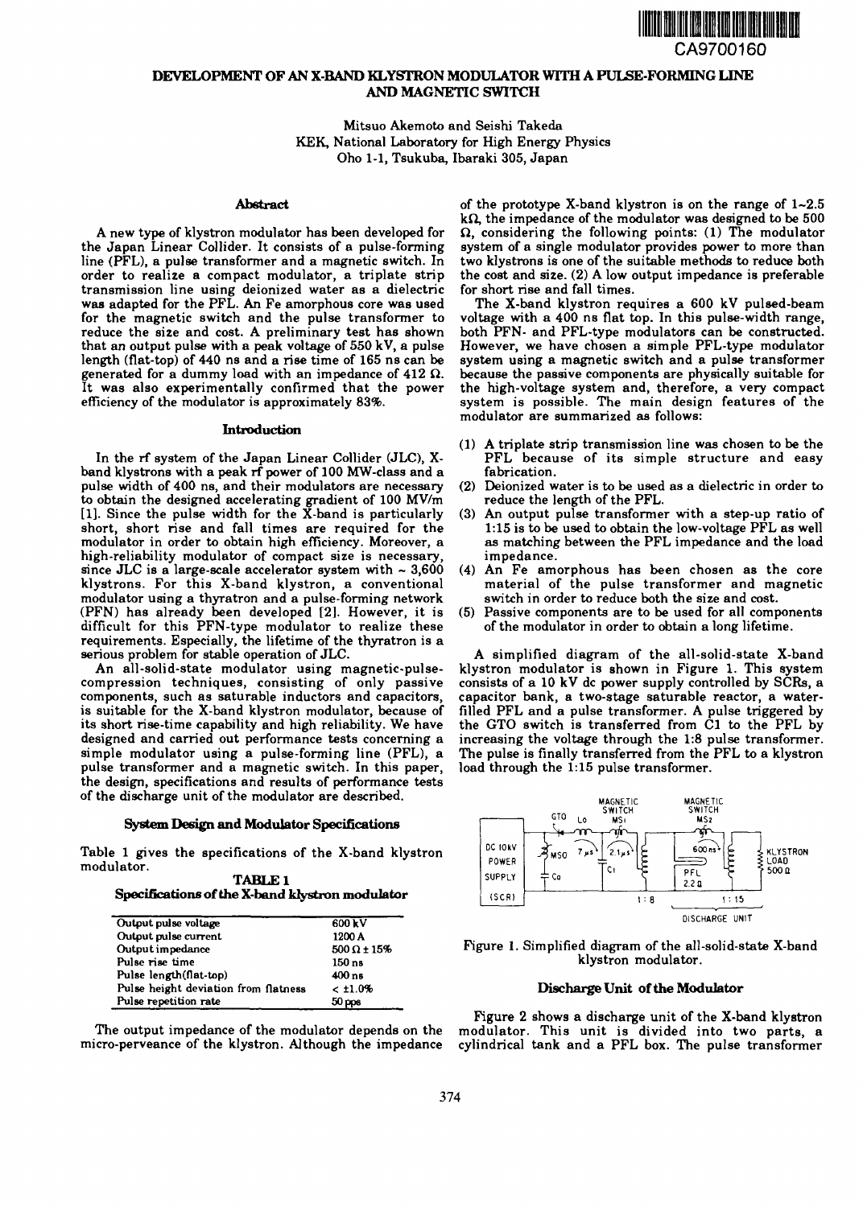CA9700160

# DEVELOPMENT OF AN X-BAND KLYSTRON MODULATOR WITH A PULSE-FORMING LINE AND MAGNETIC SWITCH

Mitsuo Akemoto and Seishi Takeda
KEK, National Laboratory for High Energy Physics
Oho 1-1, Tsukuba, Ibaraki 305, Japan

## Abstract

A new type of klystron modulator has been developed for the Japan Linear Collider. It consists of a pulse-forming line (PFL), a pulse transformer and a magnetic switch. In order to realize a compact modulator, a triplate strip transmission line using deionized water as a dielectric was adapted for the PFL. An Fe amorphous core was used for the magnetic switch and the pulse transformer to reduce the size and cost. A preliminary test has shown that an output pulse with a peak voltage of 550 kV, a pulse length (flat-top) of 440 ns and a rise time of 165 ns can be generated for a dummy load with an impedance of 412 Ω. It was also experimentally confirmed that the power efficiency of the modulator is approximately 83%.

## Introduction

In the rf system of the Japan Linear Collider (JLC), X-band klystrons with a peak rf power of 100 MW-class and a pulse width of 400 ns, and their modulators are necessary to obtain the designed accelerating gradient of 100 MV/m [1]. Since the pulse width for the X-band is particularly short, short rise and fall times are required for the modulator in order to obtain high efficiency. Moreover, a high-reliability modulator of compact size is necessary, since JLC is a large-scale accelerator system with ~ 3,600 klystrons. For this X-band klystron, a conventional modulator using a thyratron and a pulse-forming network (PFN) has already been developed [2]. However, it is difficult for this PFN-type modulator to realize these requirements. Especially, the lifetime of the thyratron is a serious problem for stable operation of JLC.

An all-solid-state modulator using magnetic-pulse-compression techniques, consisting of only passive components, such as saturable inductors and capacitors, is suitable for the X-band klystron modulator, because of its short rise-time capability and high reliability. We have designed and carried out performance tests concerning a simple modulator using a pulse-forming line (PFL), a pulse transformer and a magnetic switch. In this paper, the design, specifications and results of performance tests of the discharge unit of the modulator are described.

## System Design and Modulator Specifications

Table 1 gives the specifications of the X-band klystron modulator.

**TABLE 1**
**Specifications of the X-band klystron modulator**

| | |
|---|---|
| Output pulse voltage | 600 kV |
| Output pulse current | 1200 A |
| Output impedance | 500 Ω ± 15% |
| Pulse rise time | 150 ns |
| Pulse length(flat-top) | 400 ns |
| Pulse height deviation from flatness | < ±1.0% |
| Pulse repetition rate | 50 pps |

The output impedance of the modulator depends on the micro-perveance of the klystron. Although the impedance of the prototype X-band klystron is on the range of 1~2.5 kΩ, the impedance of the modulator was designed to be 500 Ω, considering the following points: (1) The modulator system of a single modulator provides power to more than two klystrons is one of the suitable methods to reduce both the cost and size. (2) A low output impedance is preferable for short rise and fall times.

The X-band klystron requires a 600 kV pulsed-beam voltage with a 400 ns flat top. In this pulse-width range, both PFN- and PFL-type modulators can be constructed. However, we have chosen a simple PFL-type modulator system using a magnetic switch and a pulse transformer because the passive components are physically suitable for the high-voltage system and, therefore, a very compact system is possible. The main design features of the modulator are summarized as follows:

(1) A triplate strip transmission line was chosen to be the PFL because of its simple structure and easy fabrication.
(2) Deionized water is to be used as a dielectric in order to reduce the length of the PFL.
(3) An output pulse transformer with a step-up ratio of 1:15 is to be used to obtain the low-voltage PFL as well as matching between the PFL impedance and the load impedance.
(4) An Fe amorphous has been chosen as the core material of the pulse transformer and magnetic switch in order to reduce both the size and cost.
(5) Passive components are to be used for all components of the modulator in order to obtain a long lifetime.

A simplified diagram of the all-solid-state X-band klystron modulator is shown in Figure 1. This system consists of a 10 kV dc power supply controlled by SCRs, a capacitor bank, a two-stage saturable reactor, a water-filled PFL and a pulse transformer. A pulse triggered by the GTO switch is transferred from C1 to the PFL by increasing the voltage through the 1:8 pulse transformer. The pulse is finally transferred from the PFL to a klystron load through the 1:15 pulse transformer.

Figure 1. Simplified diagram of the all-solid-state X-band klystron modulator.

## Discharge Unit of the Modulator

Figure 2 shows a discharge unit of the X-band klystron modulator. This unit is divided into two parts, a cylindrical tank and a PFL box. The pulse transformer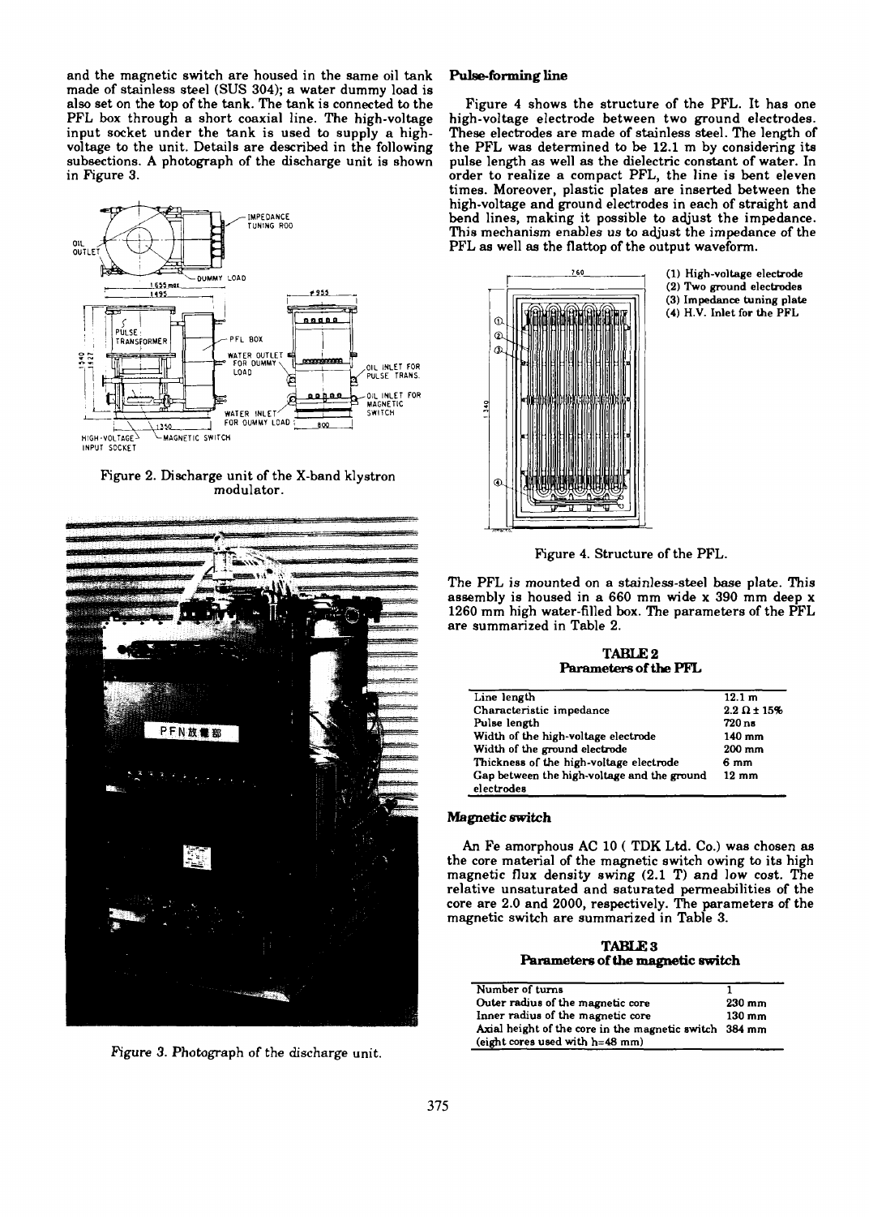and the magnetic switch are housed in the same oil tank made of stainless steel (SUS 304); a water dummy load is also set on the top of the tank. The tank is connected to the PFL box through a short coaxial line. The high-voltage input socket under the tank is used to supply a high-voltage to the unit. Details are described in the following subsections. A photograph of the discharge unit is shown in Figure 3.

Figure 2. Discharge unit of the X-band klystron modulator.

Figure 3. Photograph of the discharge unit.

### Pulse-forming line

Figure 4 shows the structure of the PFL. It has one high-voltage electrode between two ground electrodes. These electrodes are made of stainless steel. The length of the PFL was determined to be 12.1 m by considering its pulse length as well as the dielectric constant of water. In order to realize a compact PFL, the line is bent eleven times. Moreover, plastic plates are inserted between the high-voltage and ground electrodes in each of straight and bend lines, making it possible to adjust the impedance. This mechanism enables us to adjust the impedance of the PFL as well as the flattop of the output waveform.

(1) High-voltage electrode
(2) Two ground electrodes
(3) Impedance tuning plate
(4) H.V. Inlet for the PFL

Figure 4. Structure of the PFL.

The PFL is mounted on a stainless-steel base plate. This assembly is housed in a 660 mm wide x 390 mm deep x 1260 mm high water-filled box. The parameters of the PFL are summarized in Table 2.

**TABLE 2**
**Parameters of the PFL**

| | |
|---|---|
| Line length | 12.1 m |
| Characteristic impedance | 2.2 Ω ± 15% |
| Pulse length | 720 ns |
| Width of the high-voltage electrode | 140 mm |
| Width of the ground electrode | 200 mm |
| Thickness of the high-voltage electrode | 6 mm |
| Gap between the high-voltage and the ground electrodes | 12 mm |

### Magnetic switch

An Fe amorphous AC 10 ( TDK Ltd. Co.) was chosen as the core material of the magnetic switch owing to its high magnetic flux density swing (2.1 T) and low cost. The relative unsaturated and saturated permeabilities of the core are 2.0 and 2000, respectively. The parameters of the magnetic switch are summarized in Table 3.

**TABLE 3**
**Parameters of the magnetic switch**

| | |
|---|---|
| Number of turns | 1 |
| Outer radius of the magnetic core | 230 mm |
| Inner radius of the magnetic core | 130 mm |
| Axial height of the core in the magnetic switch (eight cores used with h=48 mm) | 384 mm |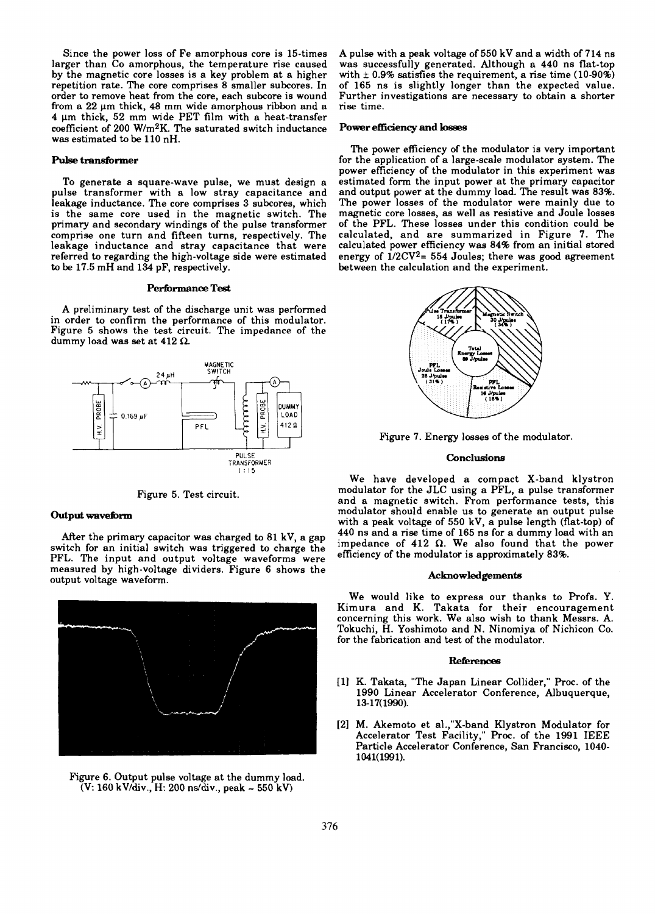Since the power loss of Fe amorphous core is 15-times larger than Co amorphous, the temperature rise caused by the magnetic core losses is a key problem at a higher repetition rate. The core comprises 8 smaller subcores. In order to remove heat from the core, each subcore is wound from a 22 μm thick, 48 mm wide amorphous ribbon and a 4 μm thick, 52 mm wide PET film with a heat-transfer coefficient of 200 $W/m^2K$. The saturated switch inductance was estimated to be 110 nH.

### Pulse transformer

To generate a square-wave pulse, we must design a pulse transformer with a low stray capacitance and leakage inductance. The core comprises 3 subcores, which is the same core used in the magnetic switch. The primary and secondary windings of the pulse transformer comprise one turn and fifteen turns, respectively. The leakage inductance and stray capacitance that were referred to regarding the high-voltage side were estimated to be 17.5 mH and 134 pF, respectively.

## Performance Test

A preliminary test of the discharge unit was performed in order to confirm the performance of this modulator. Figure 5 shows the test circuit. The impedance of the dummy load was set at 412 Ω.

MAGNETIC SWITCH
24 μH
A
A
H.V. PROBE
0.169 μF
PFL
H.V. PROBE
DUMMY LOAD 412 Ω
PULSE TRANSFORMER 1 : 15

Figure 5. Test circuit.

### Output waveform

After the primary capacitor was charged to 81 kV, a gap switch for an initial switch was triggered to charge the PFL. The input and output voltage waveforms were measured by high-voltage dividers. Figure 6 shows the output voltage waveform.

Figure 6. Output pulse voltage at the dummy load. (V: 160 kV/div., H: 200 ns/div., peak ~ 550 kV)

A pulse with a peak voltage of 550 kV and a width of 714 ns was successfully generated. Although a 440 ns flat-top with ± 0.9% satisfies the requirement, a rise time (10-90%) of 165 ns is slightly longer than the expected value. Further investigations are necessary to obtain a shorter rise time.

### Power efficiency and losses

The power efficiency of the modulator is very important for the application of a large-scale modulator system. The power efficiency of the modulator in this experiment was estimated form the input power at the primary capacitor and output power at the dummy load. The result was 83%. The power losses of the modulator were mainly due to magnetic core losses, as well as resistive and Joule losses of the PFL. These losses under this condition could be calculated, and are summarized in Figure 7. The calculated power efficiency was 84% from an initial stored energy of $1/2CV^2$= 554 Joules; there was good agreement between the calculation and the experiment.

Pulse Transformer 15 J/pulse (17%)
Magnetic Switch 30 J/pulse (34%)
Total Energy Losses 89 J/pulse
PFL Joule Losses 28 J/pulse (31%)
PFL Resistive Losses 16 J/pulse (18%)

Figure 7. Energy losses of the modulator.

## Conclusions

We have developed a compact X-band klystron modulator for the JLC using a PFL, a pulse transformer and a magnetic switch. From performance tests, this modulator should enable us to generate an output pulse with a peak voltage of 550 kV, a pulse length (flat-top) of 440 ns and a rise time of 165 ns for a dummy load with an impedance of 412 Ω. We also found that the power efficiency of the modulator is approximately 83%.

## Acknowledgements

We would like to express our thanks to Profs. Y. Kimura and K. Takata for their encouragement concerning this work. We also wish to thank Messrs. A. Tokuchi, H. Yoshimoto and N. Ninomiya of Nichicon Co. for the fabrication and test of the modulator.

## References

[1] K. Takata, "The Japan Linear Collider," Proc. of the 1990 Linear Accelerator Conference, Albuquerque, 13-17(1990).

[2] M. Akemoto et al.,"X-band Klystron Modulator for Accelerator Test Facility," Proc. of the 1991 IEEE Particle Accelerator Conference, San Francisco, 1040-1041(1991).